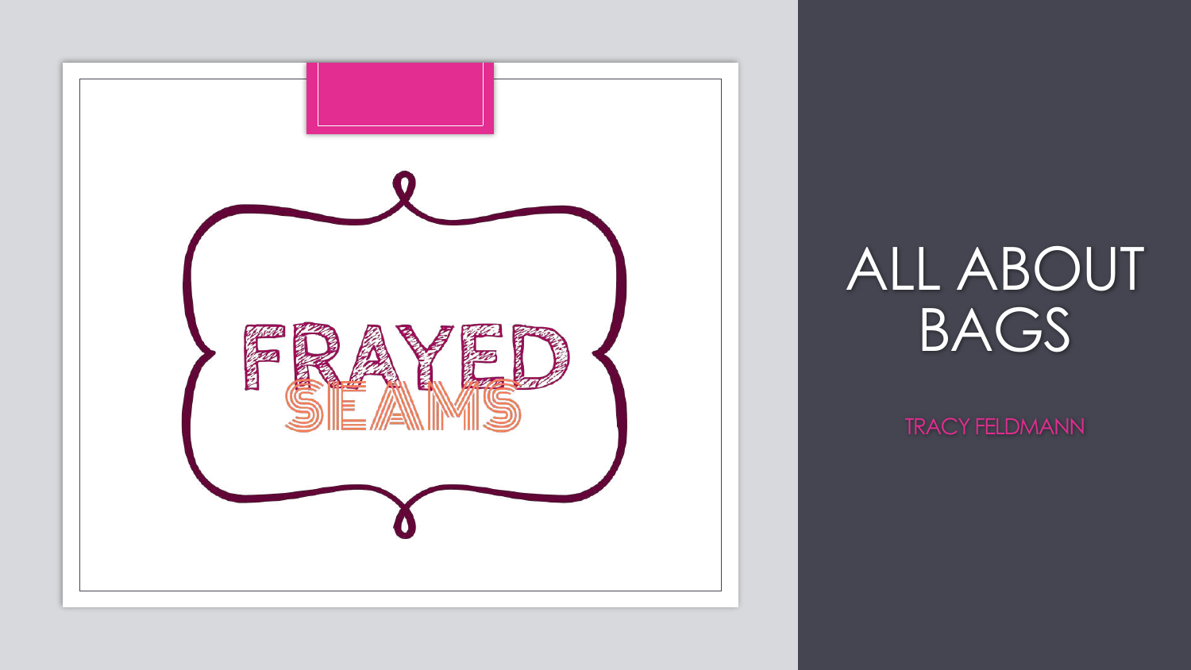FRAYED SEAMS

# ALL ABOUT BAGS

TRACY FELDMANN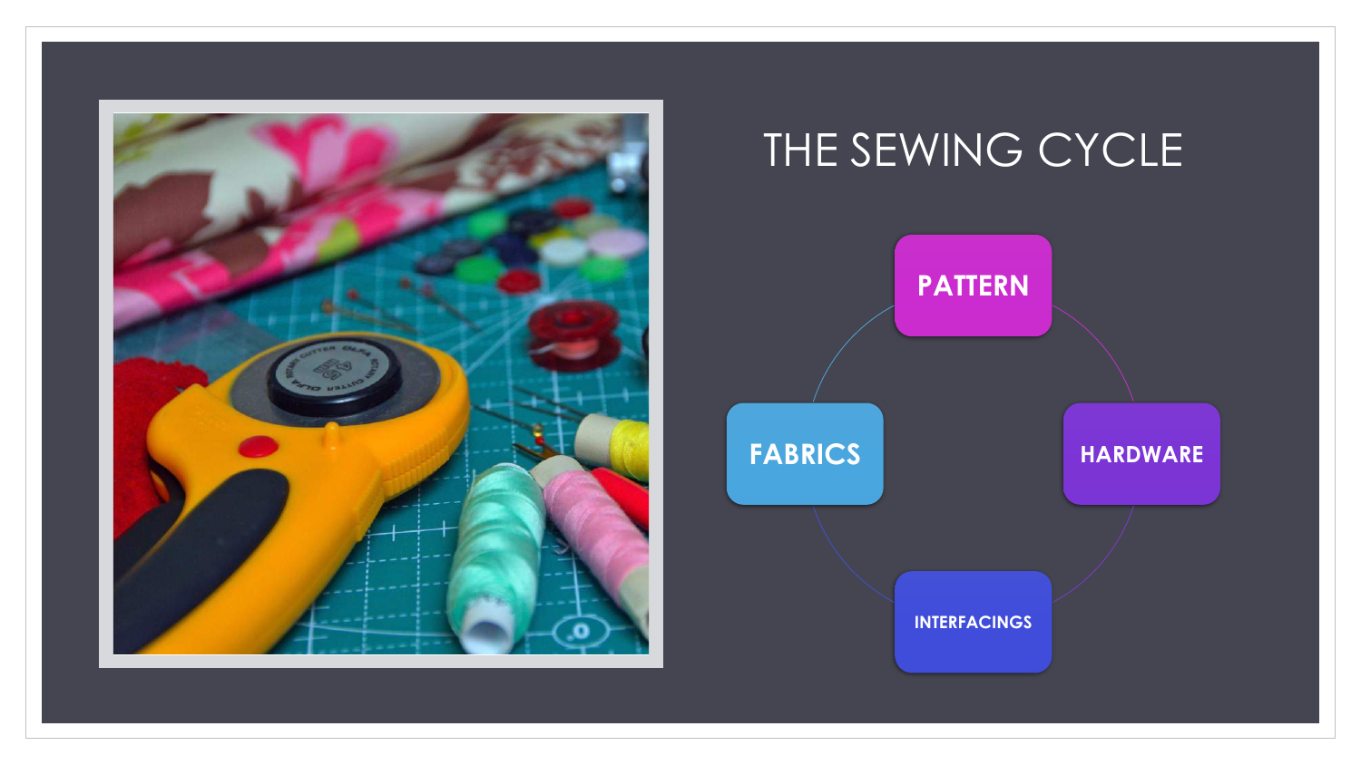# THE SEWING CYCLE

- PATTERN
- HARDWARE
- INTERFACINGS
- FABRICS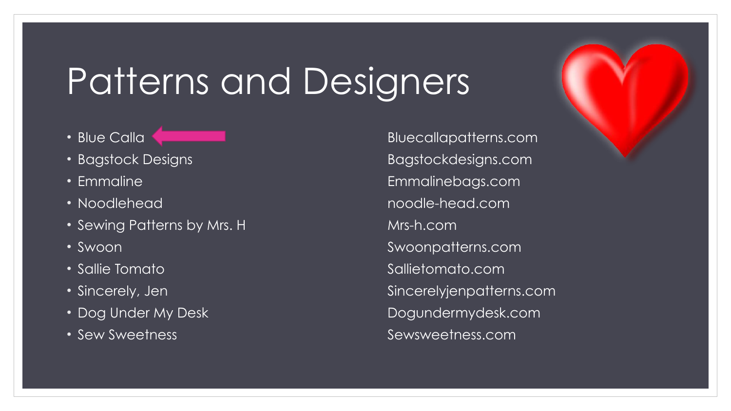# Patterns and Designers

| Designer | Website |
| --- | --- |
| Blue Calla | Bluecallapatterns.com |
| Bagstock Designs | Bagstockdesigns.com |
| Emmaline | Emmalinebags.com |
| Noodlehead | noodle-head.com |
| Sewing Patterns by Mrs. H | Mrs-h.com |
| Swoon | Swoonpatterns.com |
| Sallie Tomato | Sallietomato.com |
| Sincerely, Jen | Sincerelyjenpatterns.com |
| Dog Under My Desk | Dogundermydesk.com |
| Sew Sweetness | Sewsweetness.com |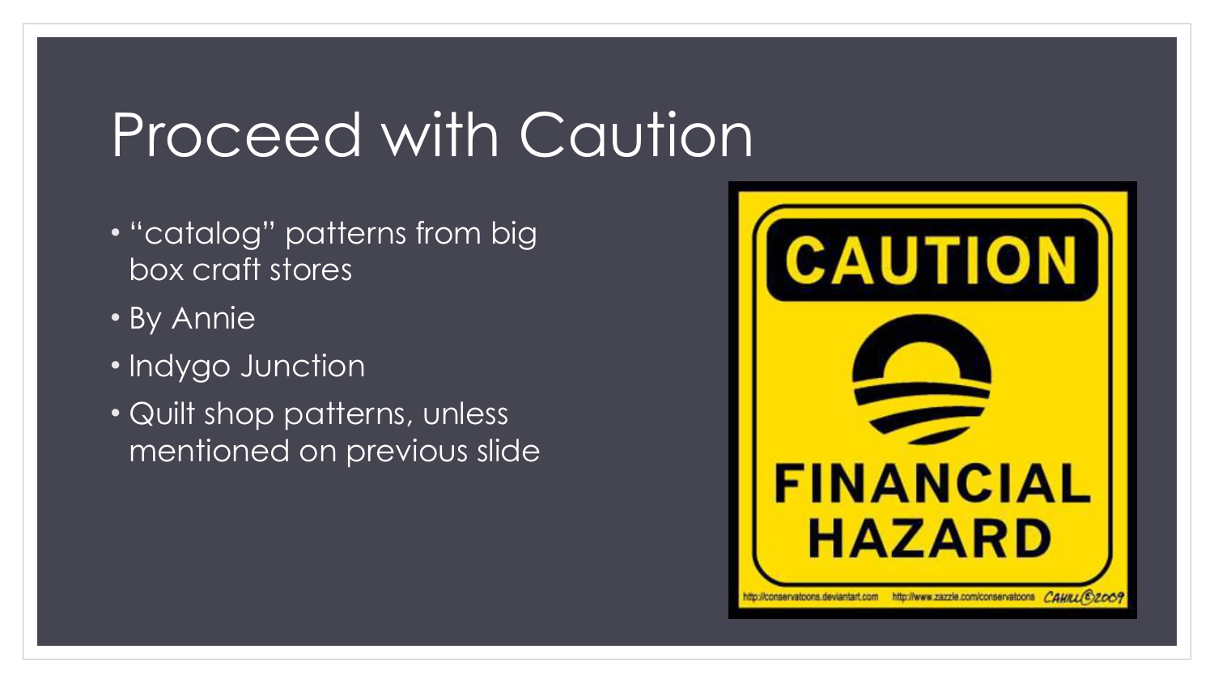# Proceed with Caution

- "catalog" patterns from big box craft stores
- By Annie
- Indygo Junction
- Quilt shop patterns, unless mentioned on previous slide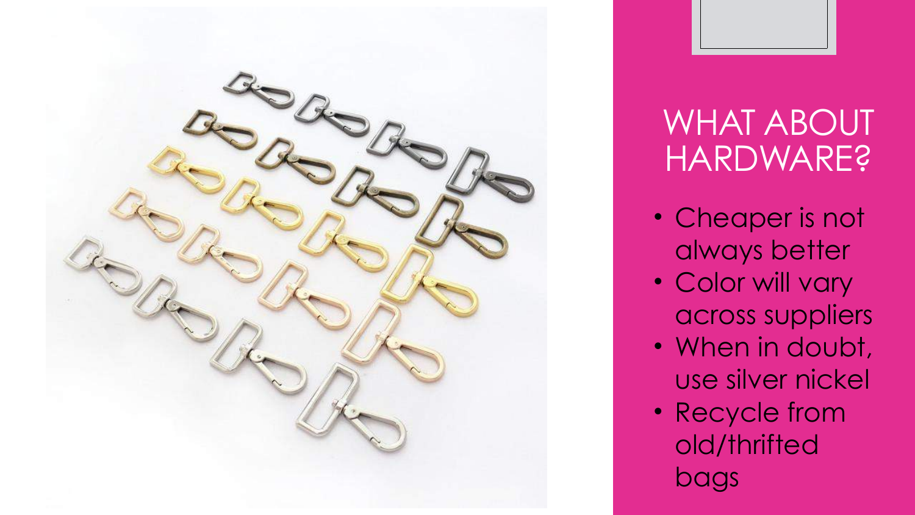# WHAT ABOUT HARDWARE?

- Cheaper is not always better
- Color will vary across suppliers
- When in doubt, use silver nickel
- Recycle from old/thrifted bags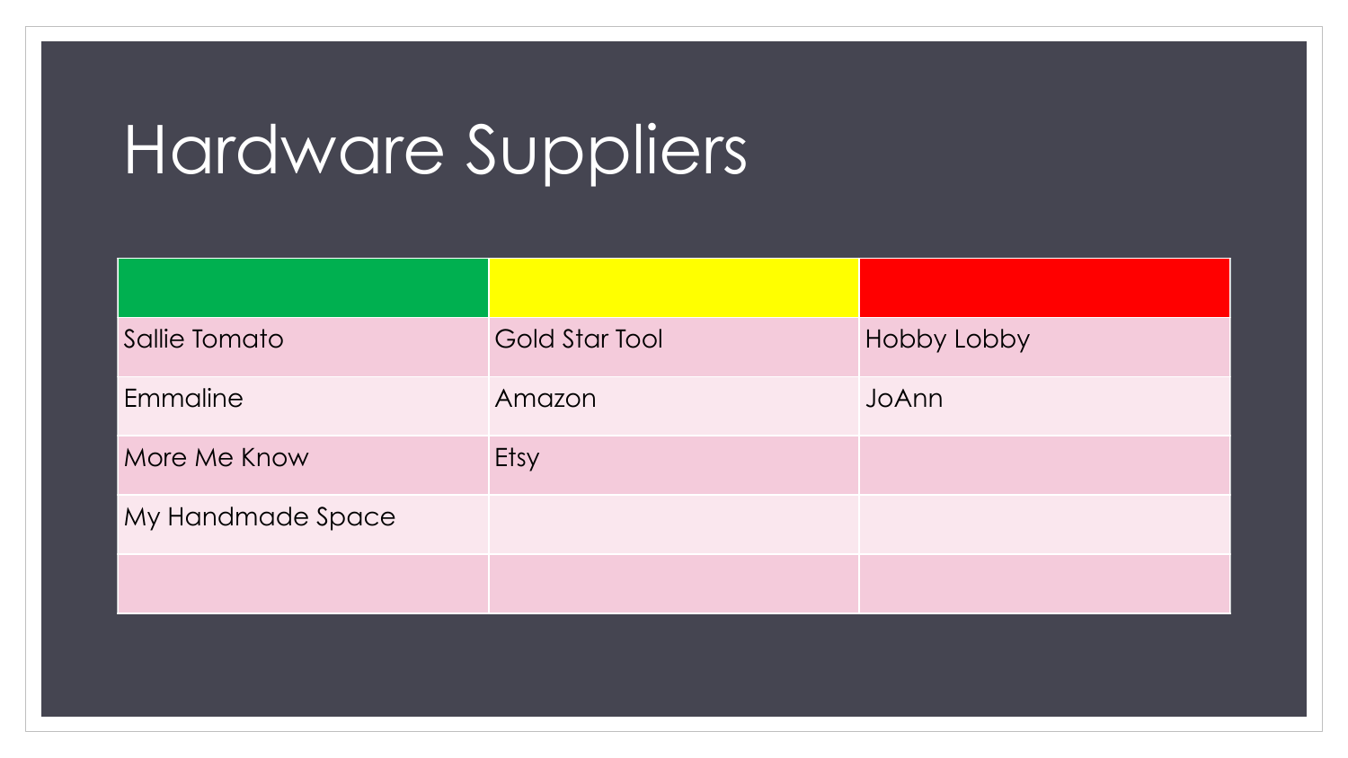# Hardware Suppliers

| | | |
|---|---|---|
| Sallie Tomato | Gold Star Tool | Hobby Lobby |
| Emmaline | Amazon | JoAnn |
| More Me Know | Etsy | |
| My Handmade Space | | |
| | | |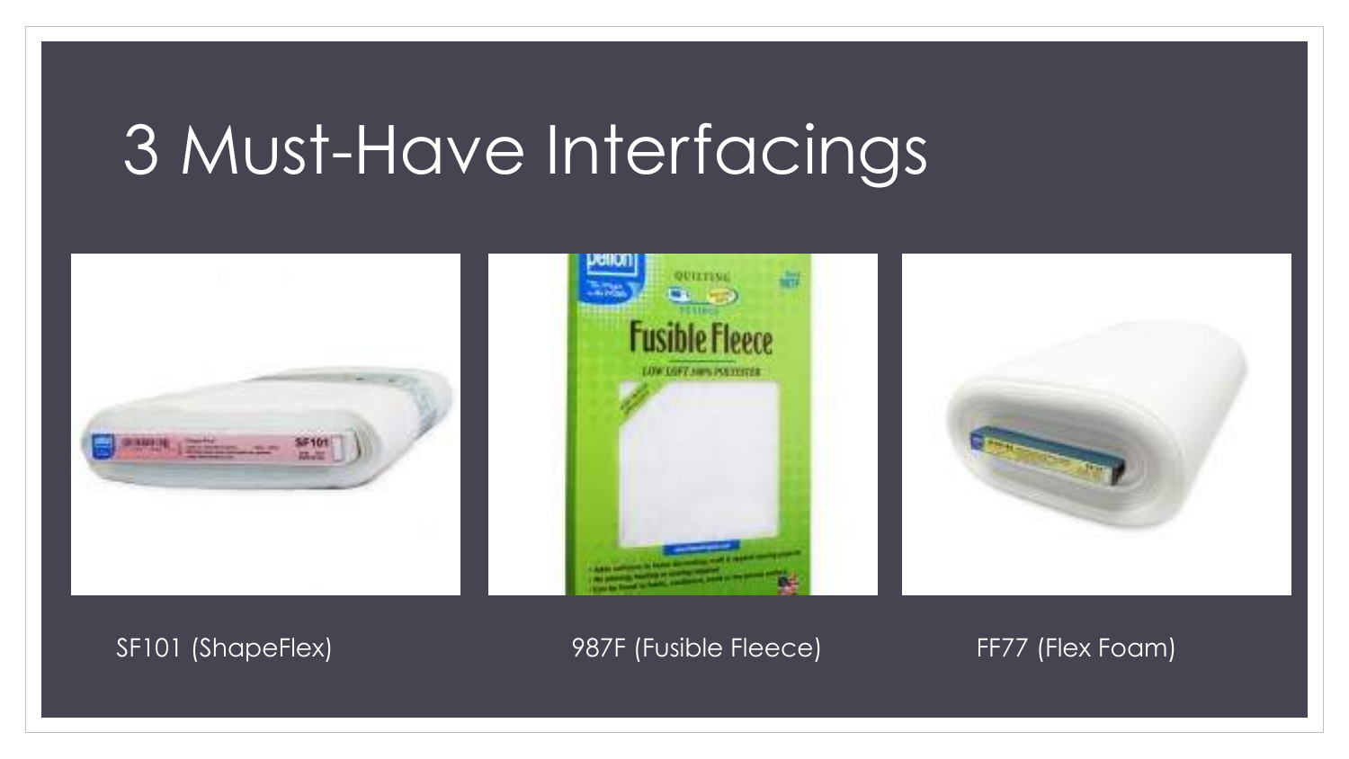# 3 Must-Have Interfacings

SF101 (ShapeFlex)

987F (Fusible Fleece)

FF77 (Flex Foam)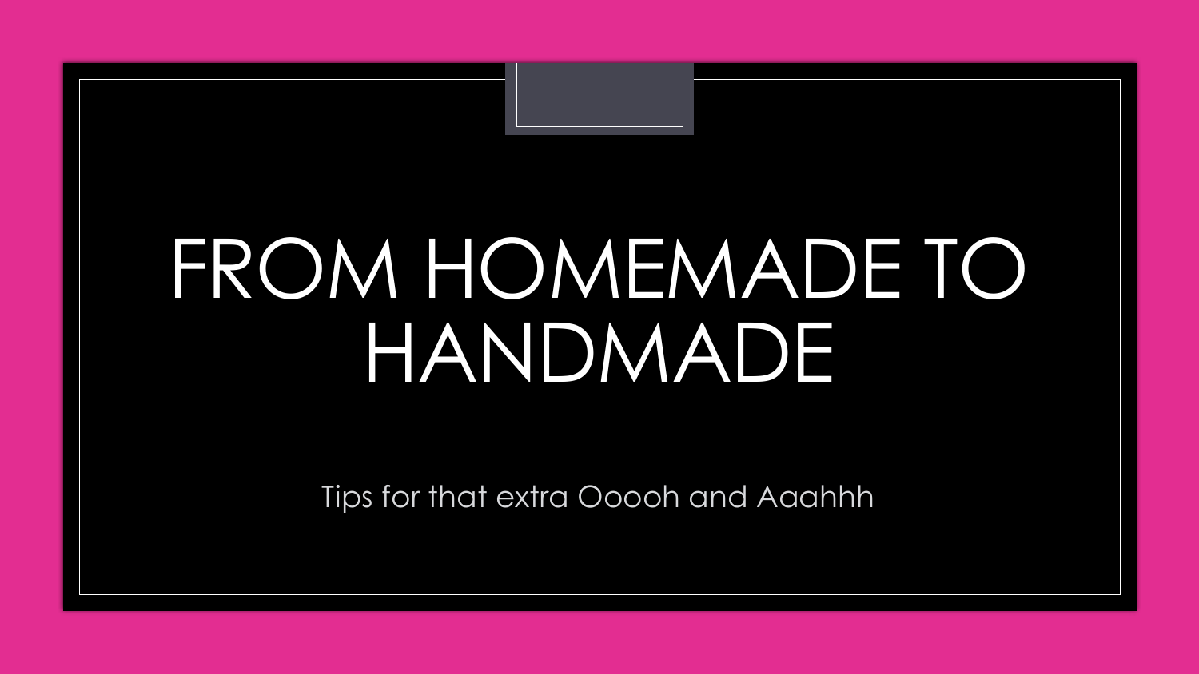# FROM HOMEMADE TO HANDMADE

Tips for that extra Ooooh and Aaahhh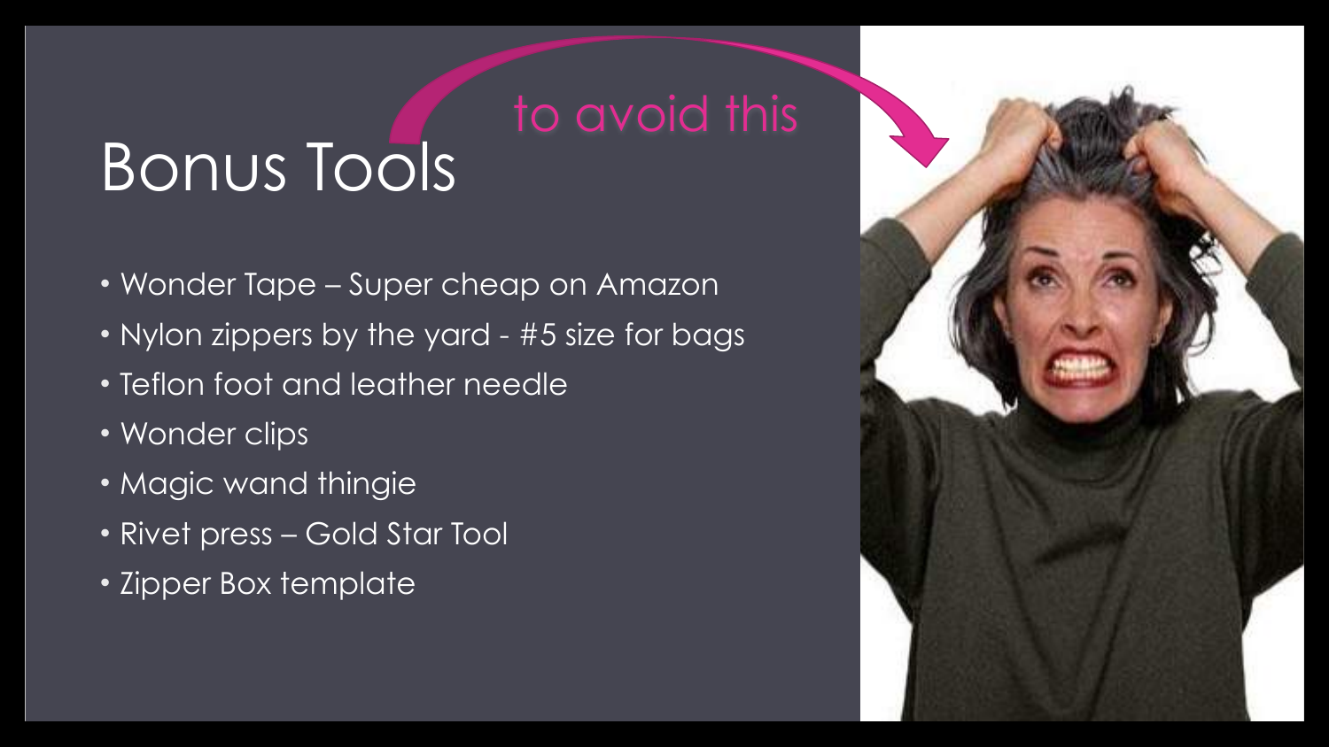# Bonus Tools

to avoid this

- Wonder Tape – Super cheap on Amazon
- Nylon zippers by the yard - #5 size for bags
- Teflon foot and leather needle
- Wonder clips
- Magic wand thingie
- Rivet press – Gold Star Tool
- Zipper Box template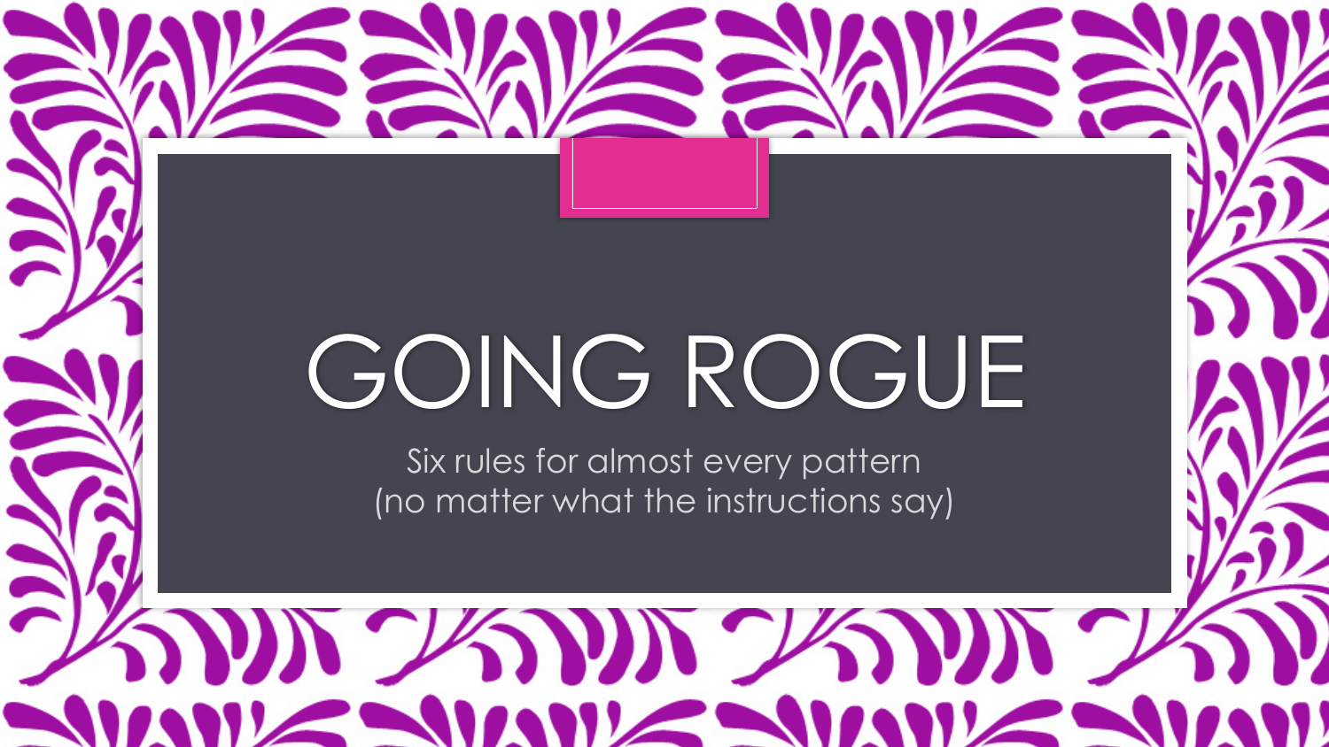# GOING ROGUE

Six rules for almost every pattern
(no matter what the instructions say)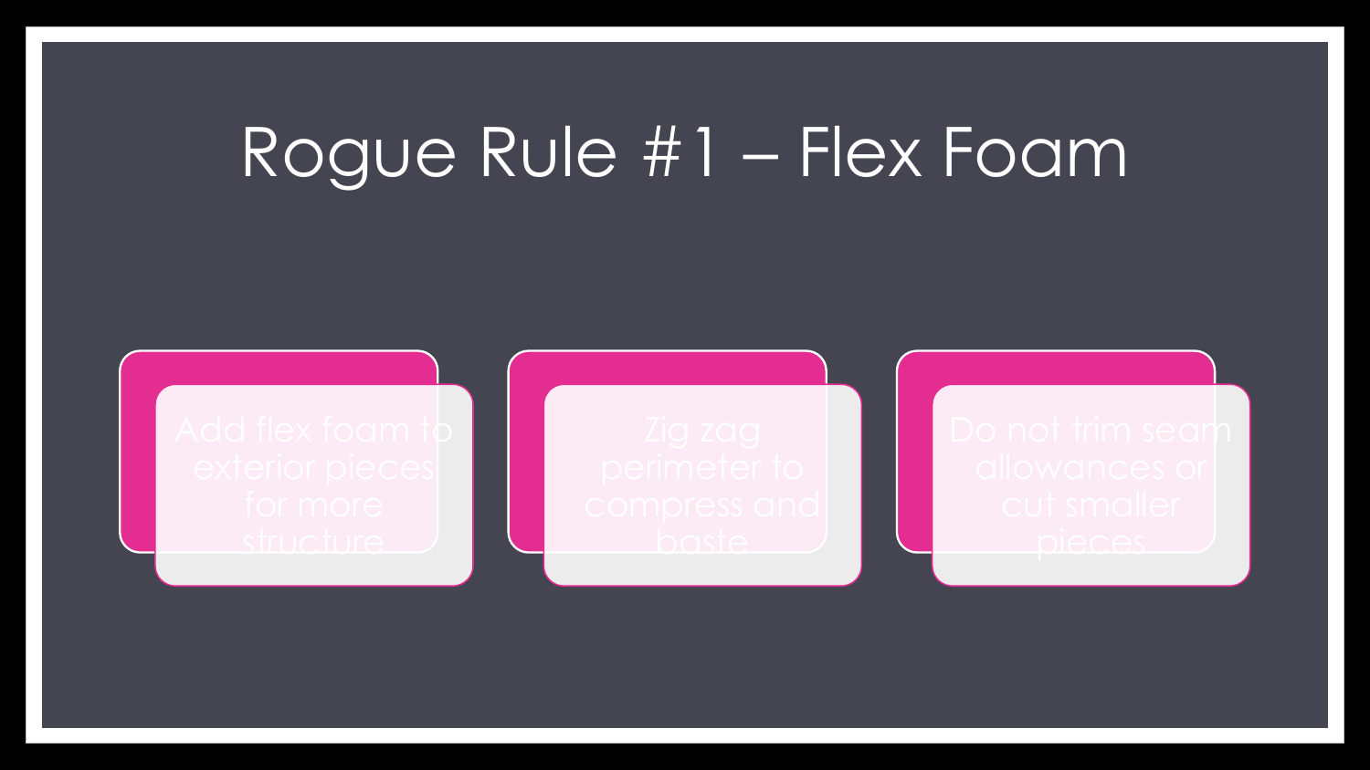# Rogue Rule #1 – Flex Foam

- Add flex foam to exterior pieces for more structure
- Zig zag perimeter to compress and baste
- Do not trim seam allowances or cut smaller pieces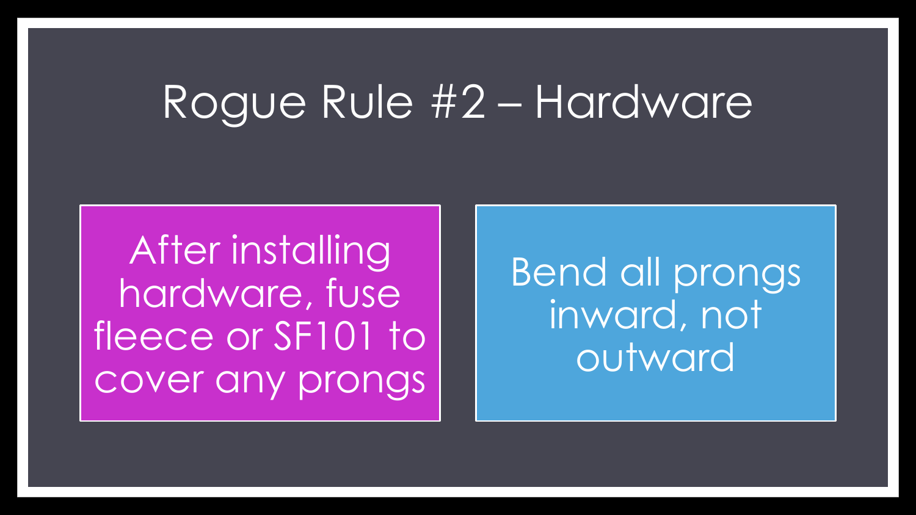# Rogue Rule #2 – Hardware

- After installing hardware, fuse fleece or SF101 to cover any prongs
- Bend all prongs inward, not outward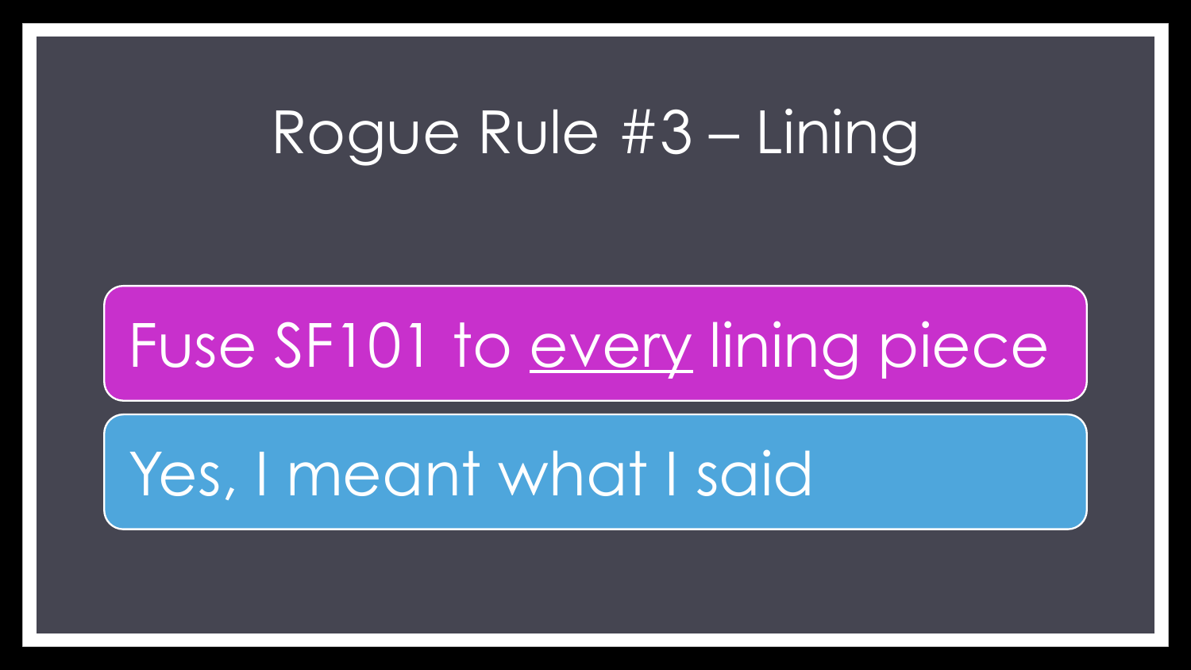# Rogue Rule #3 – Lining

- Fuse SF101 to <u>every</u> lining piece
- Yes, I meant what I said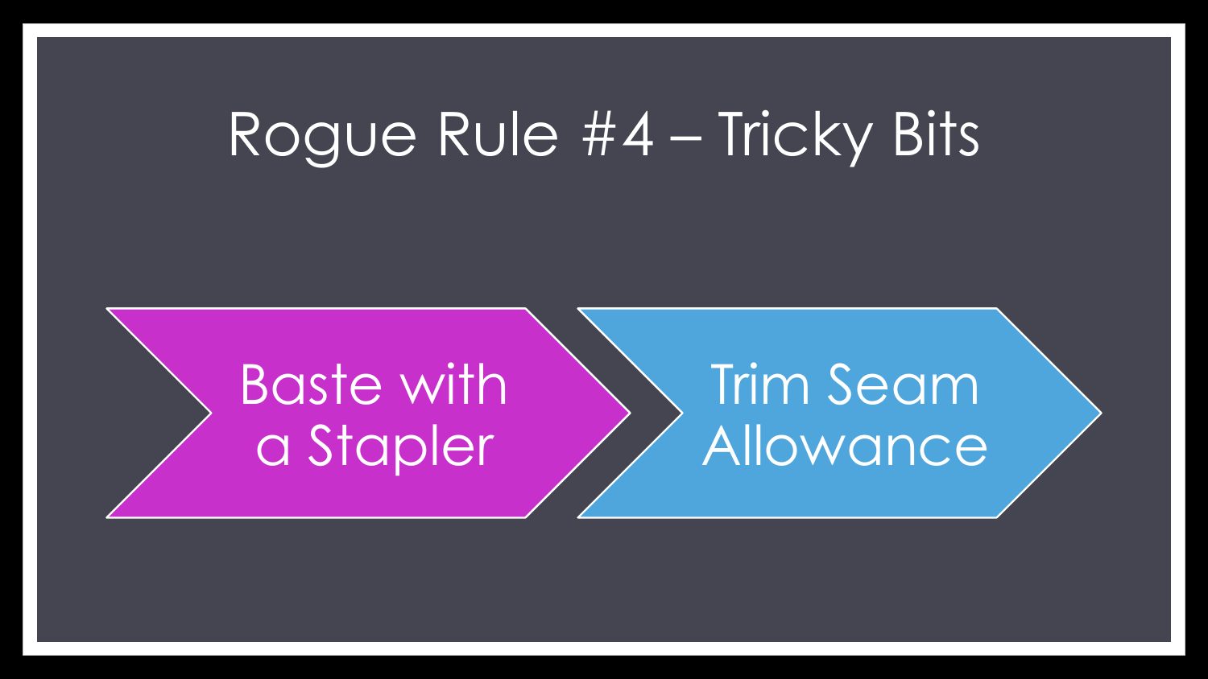# Rogue Rule #4 – Tricky Bits

- Baste with a Stapler
- Trim Seam Allowance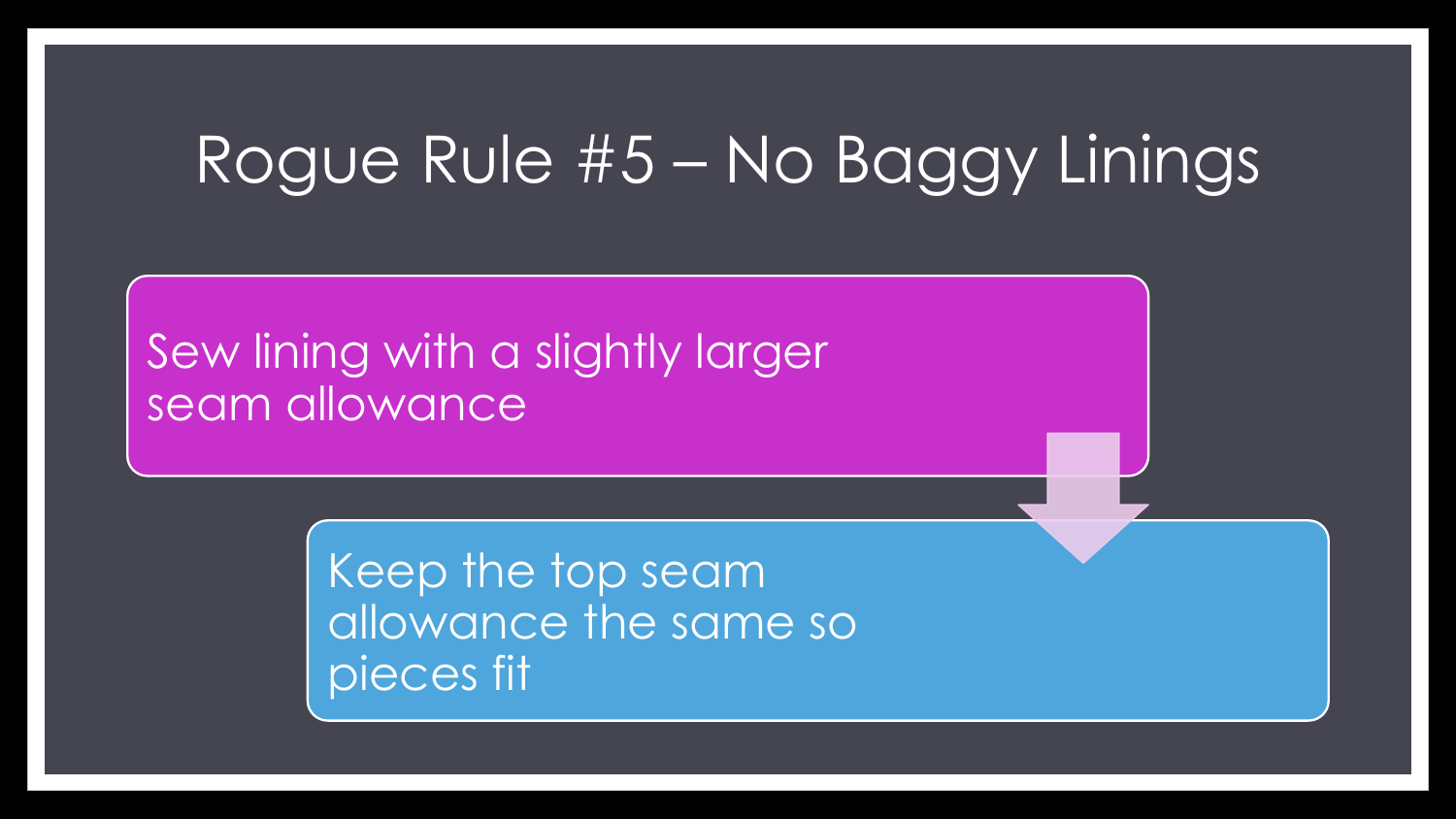# Rogue Rule #5 – No Baggy Linings

- Sew lining with a slightly larger seam allowance
- Keep the top seam allowance the same so pieces fit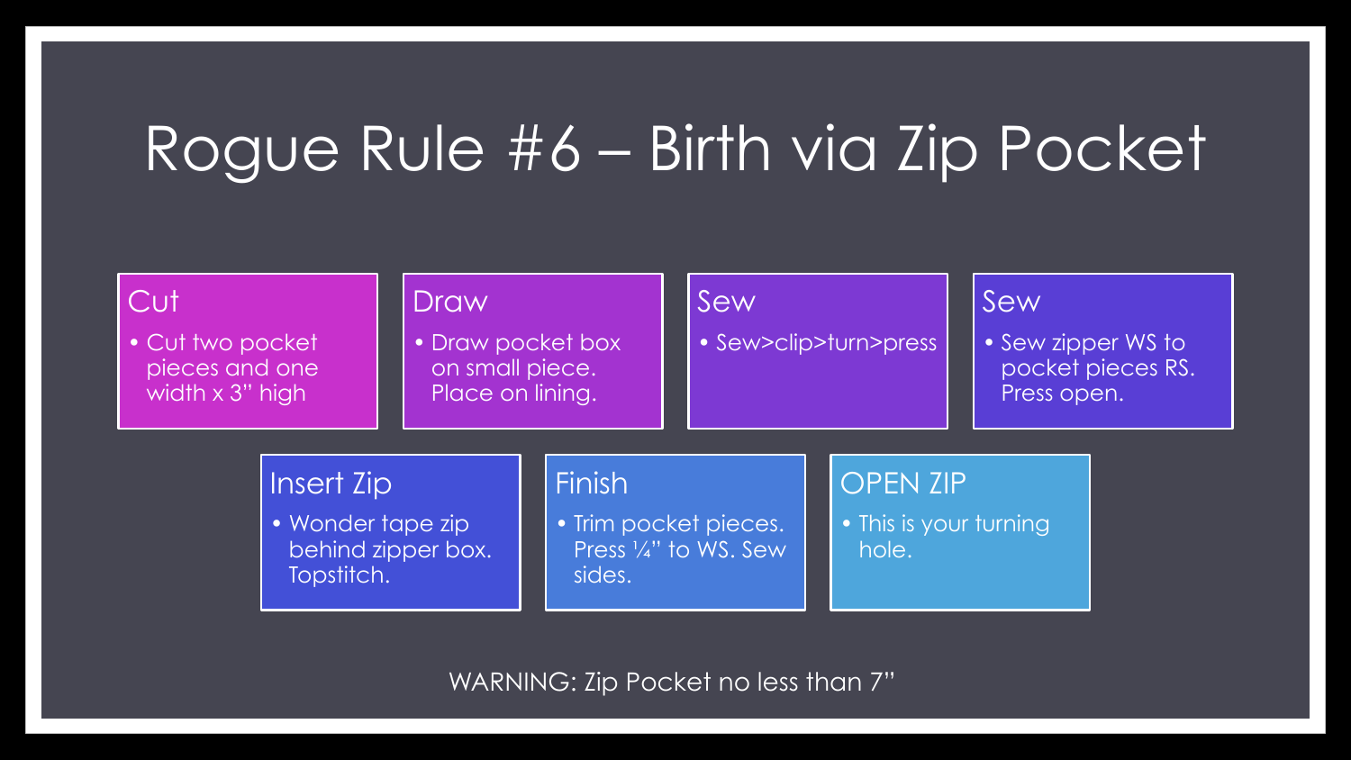# Rogue Rule #6 – Birth via Zip Pocket

### Cut

- Cut two pocket pieces and one width x 3" high

### Draw

- Draw pocket box on small piece. Place on lining.

### Sew

- Sew>clip>turn>press

### Sew

- Sew zipper WS to pocket pieces RS. Press open.

### Insert Zip

- Wonder tape zip behind zipper box. Topstitch.

### Finish

- Trim pocket pieces. Press ¼" to WS. Sew sides.

### OPEN ZIP

- This is your turning hole.

WARNING: Zip Pocket no less than 7"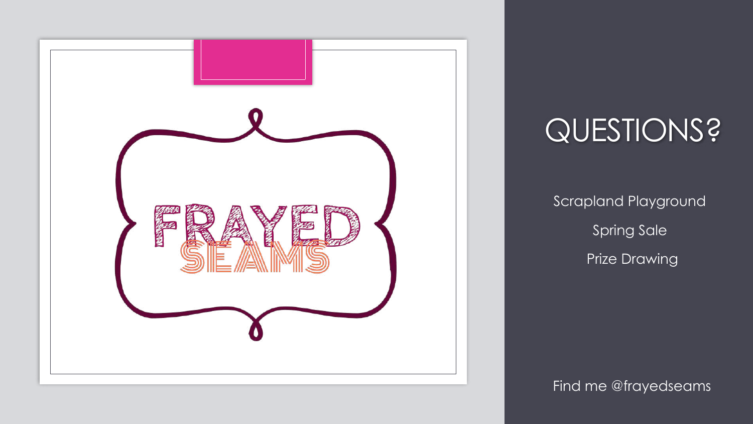FRAYED SEAMS

# QUESTIONS?

Scrapland Playground

Spring Sale

Prize Drawing

Find me @frayedseams